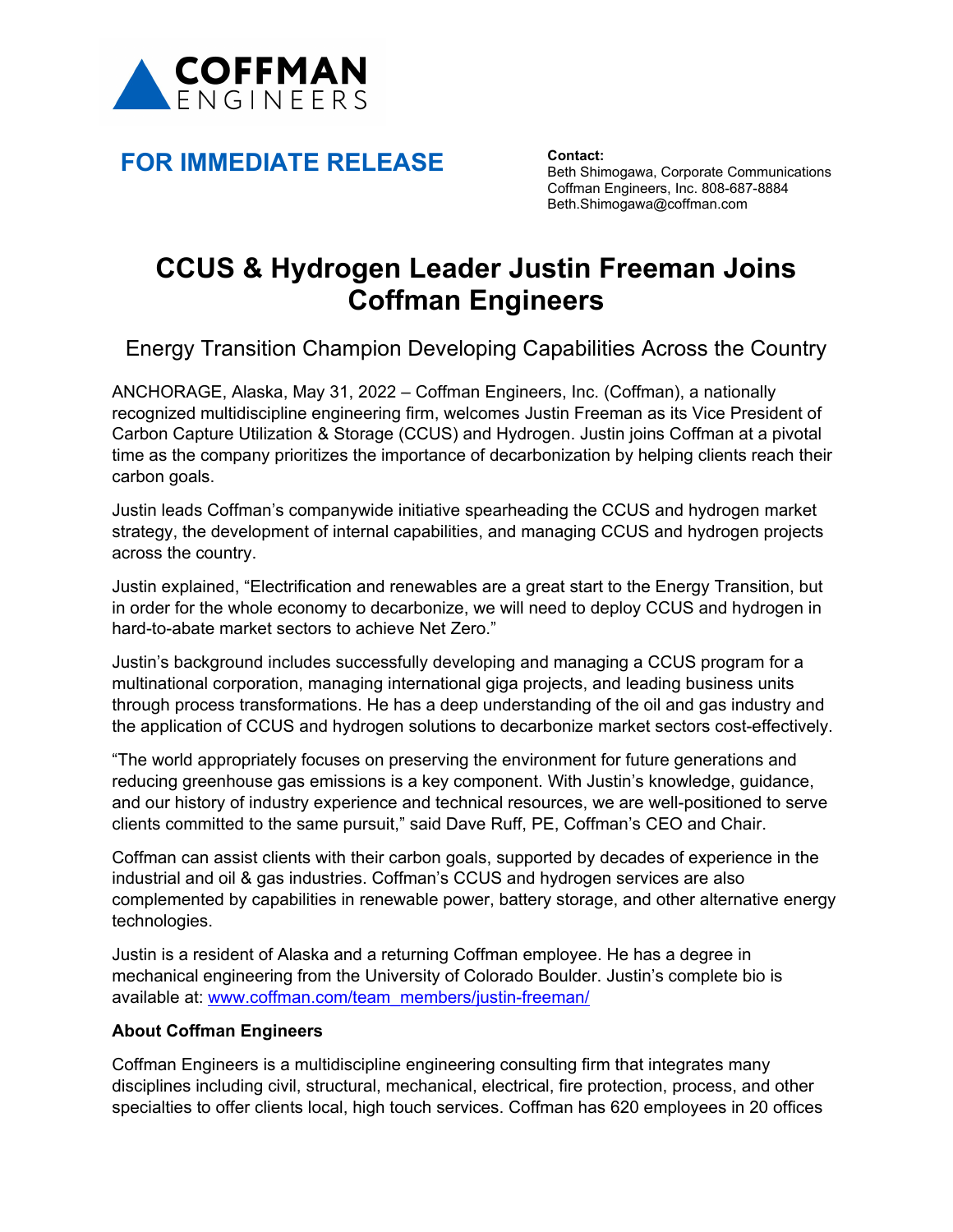COFFMAN ENGINEERS

**FOR IMMEDIATE RELEASE**

**Contact:**
Beth Shimogawa, Corporate Communications
Coffman Engineers, Inc. 808-687-8884
Beth.Shimogawa@coffman.com

# CCUS & Hydrogen Leader Justin Freeman Joins Coffman Engineers

## Energy Transition Champion Developing Capabilities Across the Country

ANCHORAGE, Alaska, May 31, 2022 – Coffman Engineers, Inc. (Coffman), a nationally recognized multidiscipline engineering firm, welcomes Justin Freeman as its Vice President of Carbon Capture Utilization & Storage (CCUS) and Hydrogen. Justin joins Coffman at a pivotal time as the company prioritizes the importance of decarbonization by helping clients reach their carbon goals.

Justin leads Coffman's companywide initiative spearheading the CCUS and hydrogen market strategy, the development of internal capabilities, and managing CCUS and hydrogen projects across the country.

Justin explained, "Electrification and renewables are a great start to the Energy Transition, but in order for the whole economy to decarbonize, we will need to deploy CCUS and hydrogen in hard-to-abate market sectors to achieve Net Zero."

Justin's background includes successfully developing and managing a CCUS program for a multinational corporation, managing international giga projects, and leading business units through process transformations. He has a deep understanding of the oil and gas industry and the application of CCUS and hydrogen solutions to decarbonize market sectors cost-effectively.

"The world appropriately focuses on preserving the environment for future generations and reducing greenhouse gas emissions is a key component. With Justin's knowledge, guidance, and our history of industry experience and technical resources, we are well-positioned to serve clients committed to the same pursuit," said Dave Ruff, PE, Coffman's CEO and Chair.

Coffman can assist clients with their carbon goals, supported by decades of experience in the industrial and oil & gas industries. Coffman's CCUS and hydrogen services are also complemented by capabilities in renewable power, battery storage, and other alternative energy technologies.

Justin is a resident of Alaska and a returning Coffman employee. He has a degree in mechanical engineering from the University of Colorado Boulder. Justin's complete bio is available at: www.coffman.com/team_members/justin-freeman/

**About Coffman Engineers**

Coffman Engineers is a multidiscipline engineering consulting firm that integrates many disciplines including civil, structural, mechanical, electrical, fire protection, process, and other specialties to offer clients local, high touch services. Coffman has 620 employees in 20 offices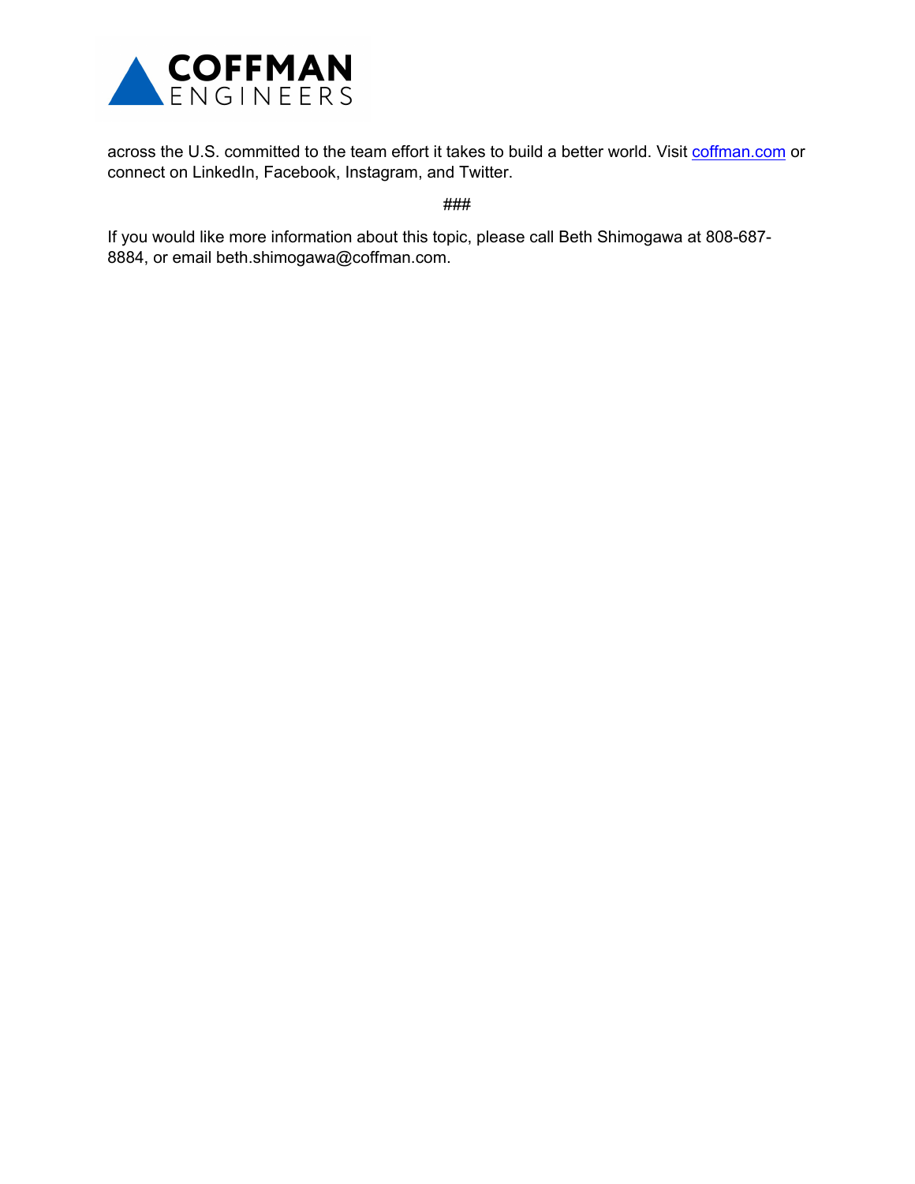across the U.S. committed to the team effort it takes to build a better world. Visit [coffman.com](https://coffman.com) or connect on LinkedIn, Facebook, Instagram, and Twitter.

###

If you would like more information about this topic, please call Beth Shimogawa at 808-687-8884, or email beth.shimogawa@coffman.com.